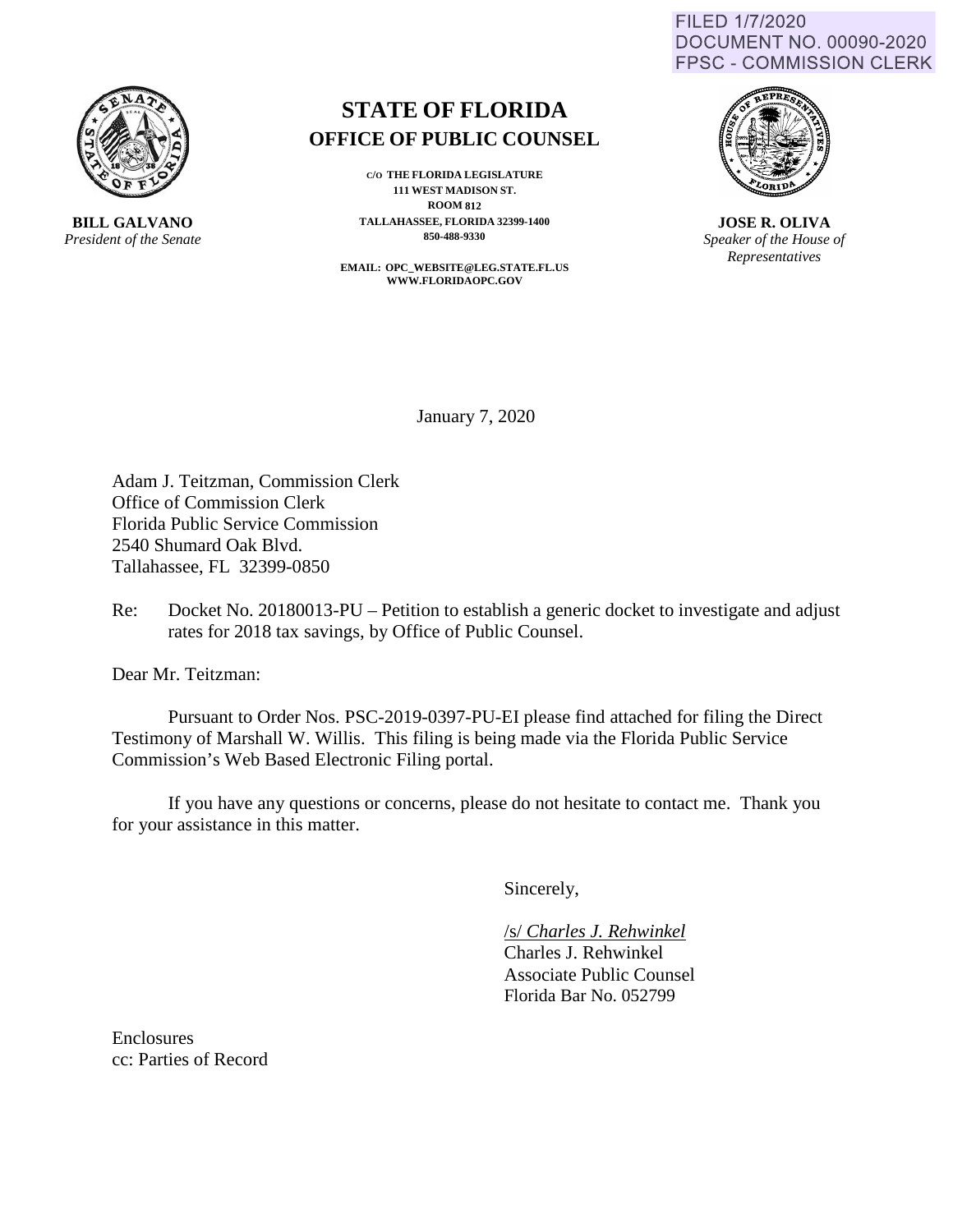FILED 1/7/2020
DOCUMENT NO. 00090-2020
FPSC - COMMISSION CLERK

**BILL GALVANO**
*President of the Senate*

# STATE OF FLORIDA
## OFFICE OF PUBLIC COUNSEL

**C/O THE FLORIDA LEGISLATURE**
**111 WEST MADISON ST.**
**ROOM 812**
**TALLAHASSEE, FLORIDA 32399-1400**
**850-488-9330**

**EMAIL: OPC_WEBSITE@LEG.STATE.FL.US**
**WWW.FLORIDAOPC.GOV**

**JOSE R. OLIVA**
*Speaker of the House of Representatives*

January 7, 2020

Adam J. Teitzman, Commission Clerk
Office of Commission Clerk
Florida Public Service Commission
2540 Shumard Oak Blvd.
Tallahassee, FL 32399-0850

Re: Docket No. 20180013-PU – Petition to establish a generic docket to investigate and adjust rates for 2018 tax savings, by Office of Public Counsel.

Dear Mr. Teitzman:

Pursuant to Order Nos. PSC-2019-0397-PU-EI please find attached for filing the Direct Testimony of Marshall W. Willis. This filing is being made via the Florida Public Service Commission's Web Based Electronic Filing portal.

If you have any questions or concerns, please do not hesitate to contact me. Thank you for your assistance in this matter.

Sincerely,

/s/ *Charles J. Rehwinkel*
Charles J. Rehwinkel
Associate Public Counsel
Florida Bar No. 052799

Enclosures
cc: Parties of Record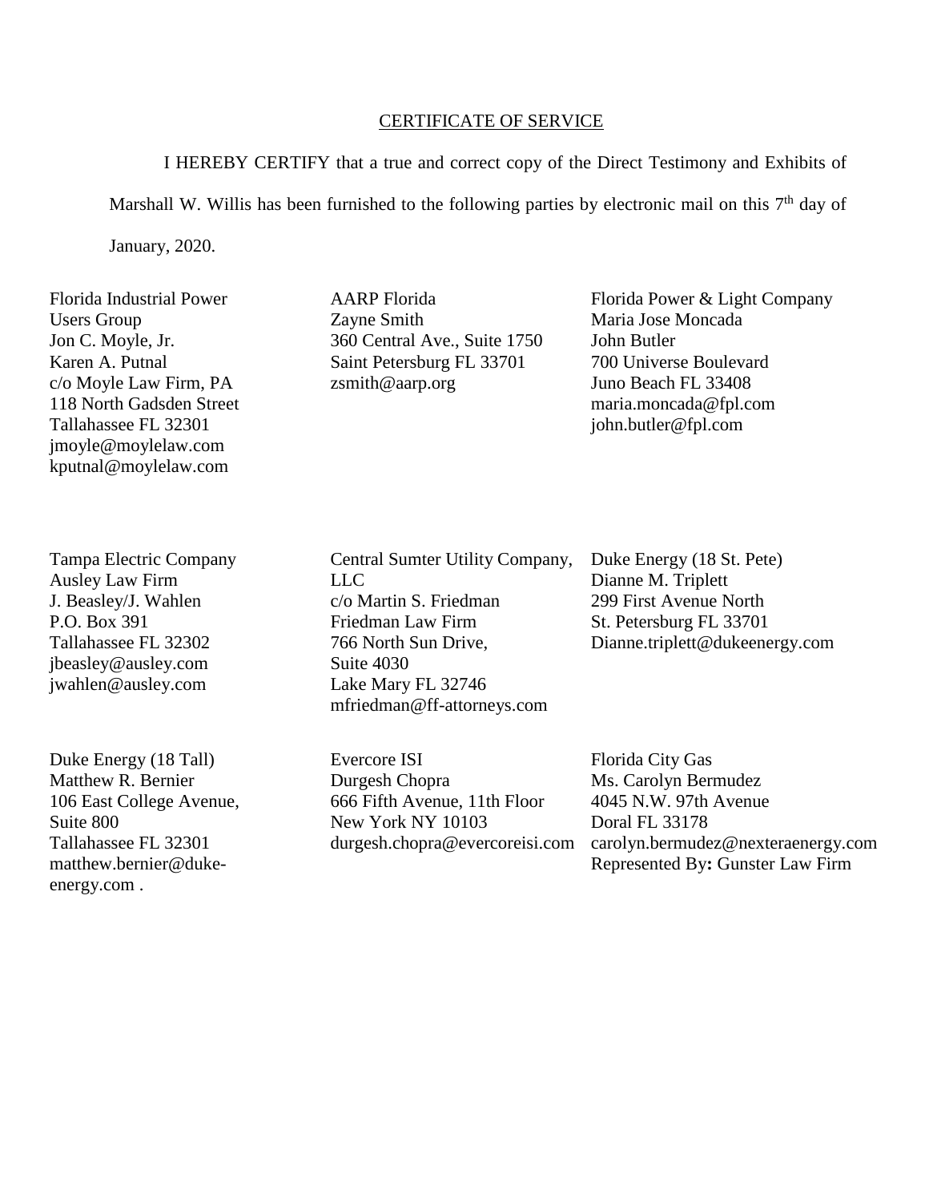CERTIFICATE OF SERVICE

I HEREBY CERTIFY that a true and correct copy of the Direct Testimony and Exhibits of Marshall W. Willis has been furnished to the following parties by electronic mail on this 7th day of January, 2020.

Florida Industrial Power Users Group
Jon C. Moyle, Jr.
Karen A. Putnal
c/o Moyle Law Firm, PA
118 North Gadsden Street
Tallahassee FL 32301
jmoyle@moylelaw.com
kputnal@moylelaw.com

AARP Florida
Zayne Smith
360 Central Ave., Suite 1750
Saint Petersburg FL 33701
zsmith@aarp.org

Florida Power & Light Company
Maria Jose Moncada
John Butler
700 Universe Boulevard
Juno Beach FL 33408
maria.moncada@fpl.com
john.butler@fpl.com

Tampa Electric Company
Ausley Law Firm
J. Beasley/J. Wahlen
P.O. Box 391
Tallahassee FL 32302
jbeasley@ausley.com
jwahlen@ausley.com

Central Sumter Utility Company, LLC
c/o Martin S. Friedman
Friedman Law Firm
766 North Sun Drive,
Suite 4030
Lake Mary FL 32746
mfriedman@ff-attorneys.com

Duke Energy (18 St. Pete)
Dianne M. Triplett
299 First Avenue North
St. Petersburg FL 33701
Dianne.triplett@dukeenergy.com

Duke Energy (18 Tall)
Matthew R. Bernier
106 East College Avenue,
Suite 800
Tallahassee FL 32301
matthew.bernier@duke-energy.com .

Evercore ISI
Durgesh Chopra
666 Fifth Avenue, 11th Floor
New York NY 10103
durgesh.chopra@evercoreisi.com

Florida City Gas
Ms. Carolyn Bermudez
4045 N.W. 97th Avenue
Doral FL 33178
carolyn.bermudez@nexteraenergy.com
Represented By**:** Gunster Law Firm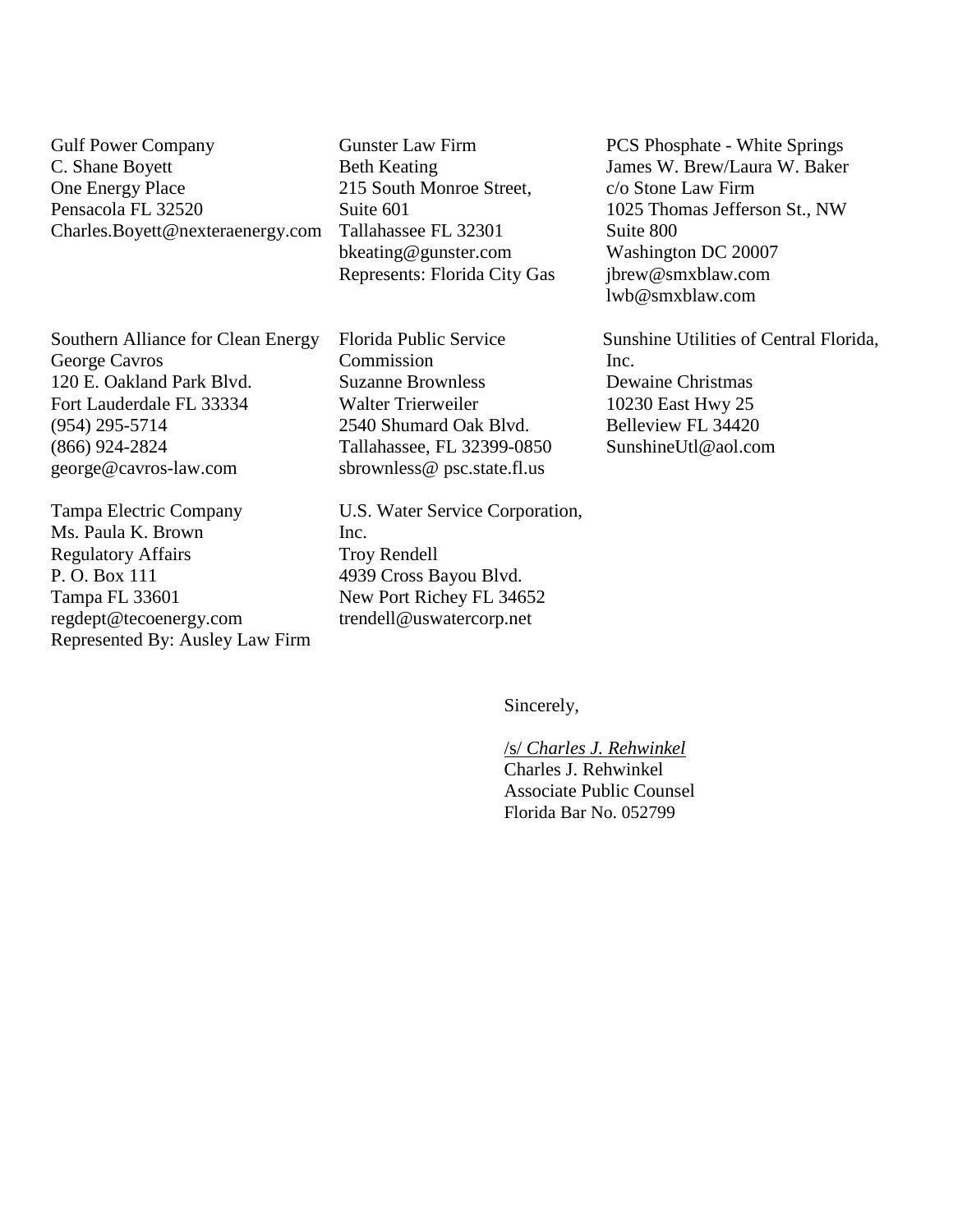Gulf Power Company
C. Shane Boyett
One Energy Place
Pensacola FL 32520
Charles.Boyett@nexteraenergy.com

Gunster Law Firm
Beth Keating
215 South Monroe Street,
Suite 601
Tallahassee FL 32301
bkeating@gunster.com
Represents: Florida City Gas

PCS Phosphate - White Springs
James W. Brew/Laura W. Baker
c/o Stone Law Firm
1025 Thomas Jefferson St., NW
Suite 800
Washington DC 20007
jbrew@smxblaw.com
lwb@smxblaw.com

Southern Alliance for Clean Energy
George Cavros
120 E. Oakland Park Blvd.
Fort Lauderdale FL 33334
(954) 295-5714
(866) 924-2824
george@cavros-law.com

Florida Public Service Commission
Suzanne Brownless
Walter Trierweiler
2540 Shumard Oak Blvd.
Tallahassee, FL 32399-0850
sbrownless@ psc.state.fl.us

Sunshine Utilities of Central Florida, Inc.
Dewaine Christmas
10230 East Hwy 25
Belleview FL 34420
SunshineUtl@aol.com

Tampa Electric Company
Ms. Paula K. Brown
Regulatory Affairs
P. O. Box 111
Tampa FL 33601
regdept@tecoenergy.com
Represented By: Ausley Law Firm

U.S. Water Service Corporation, Inc.
Troy Rendell
4939 Cross Bayou Blvd.
New Port Richey FL 34652
trendell@uswatercorp.net

Sincerely,

/s/ *Charles J. Rehwinkel*
Charles J. Rehwinkel
Associate Public Counsel
Florida Bar No. 052799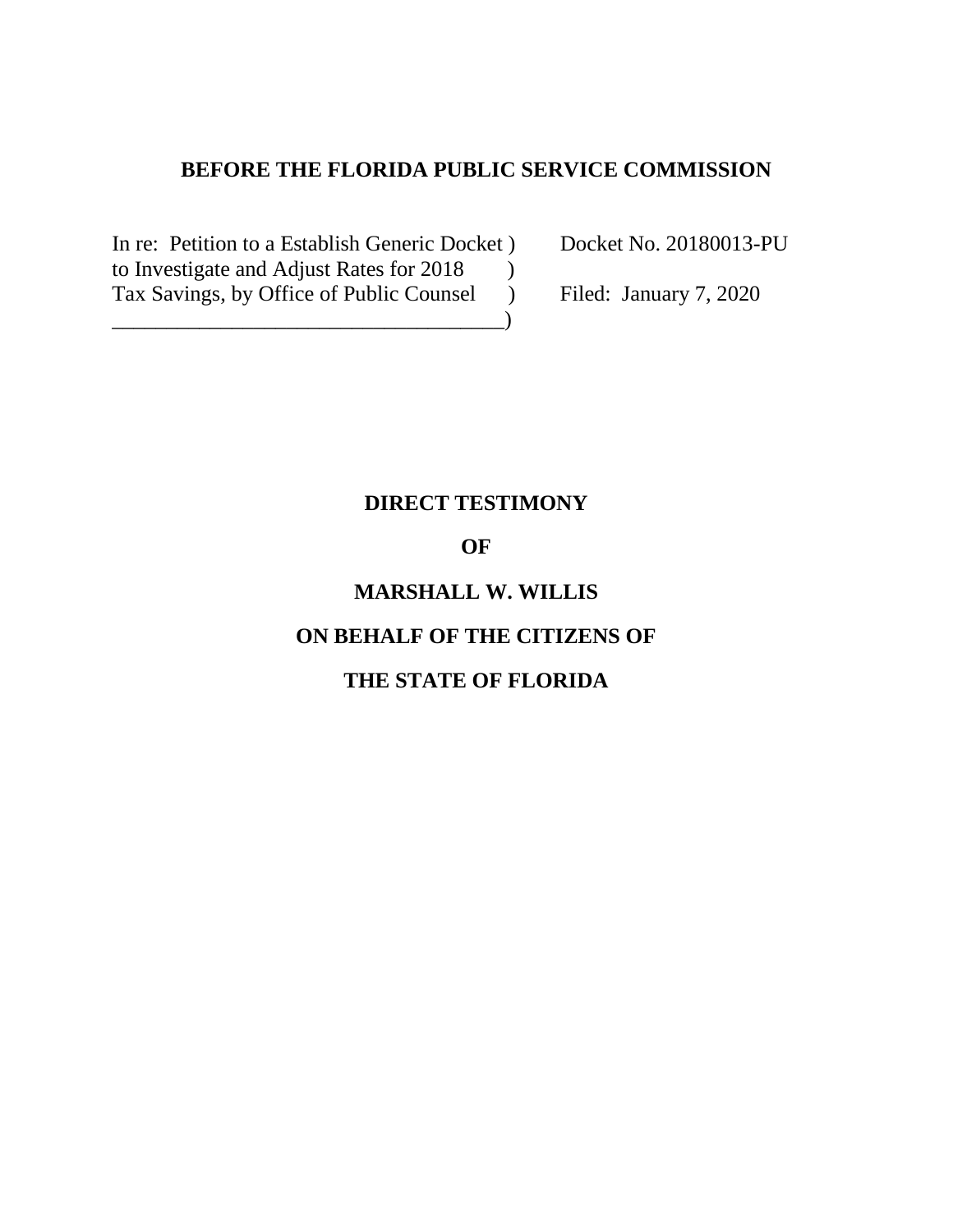**BEFORE THE FLORIDA PUBLIC SERVICE COMMISSION**

| | | |
|---|---|---|
| In re: Petition to a Establish Generic Docket to Investigate and Adjust Rates for 2018 Tax Savings, by Office of Public Counsel | ) ) ) ) | Docket No. 20180013-PU<br><br>Filed: January 7, 2020 |

**DIRECT TESTIMONY**

**OF**

**MARSHALL W. WILLIS**

**ON BEHALF OF THE CITIZENS OF**

**THE STATE OF FLORIDA**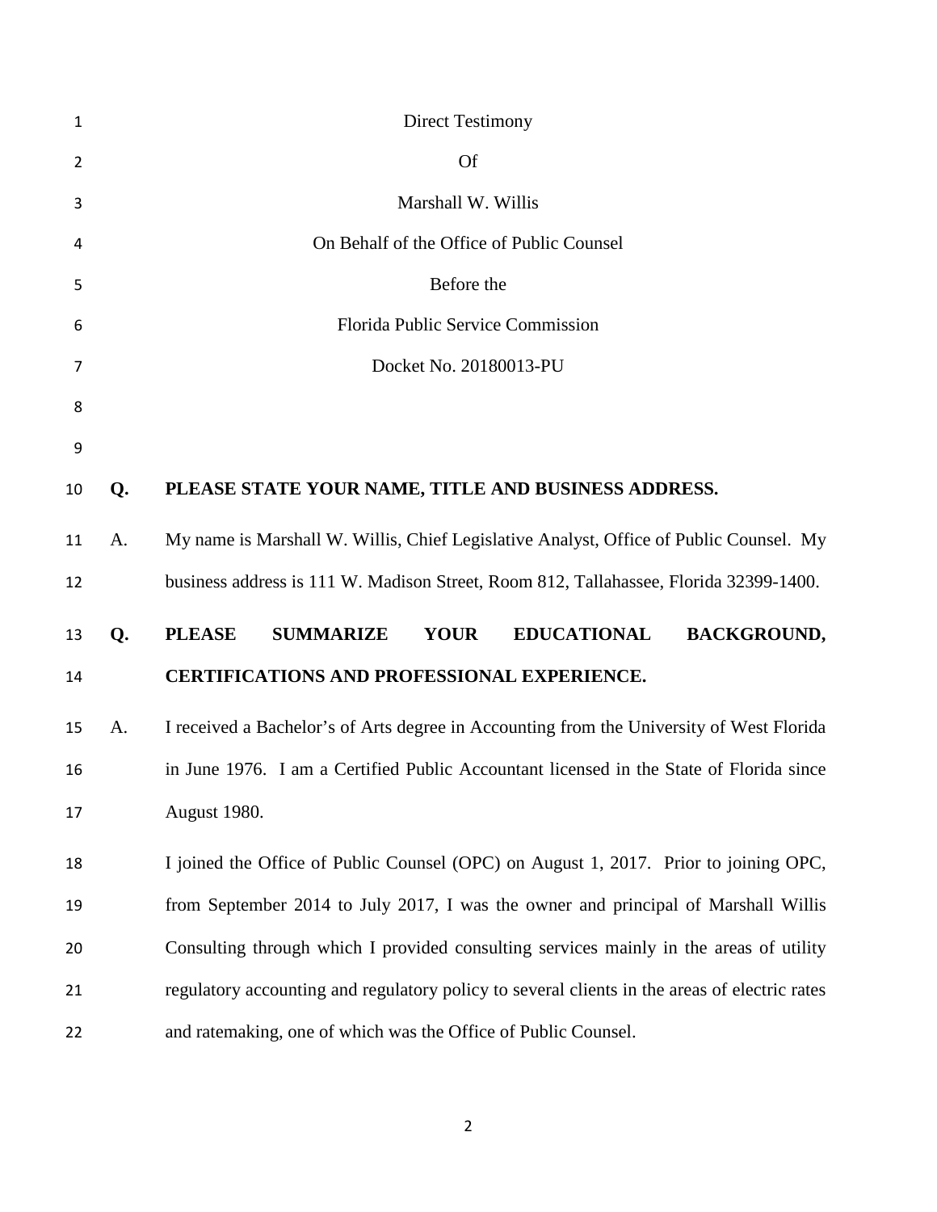Direct Testimony

Of

Marshall W. Willis

On Behalf of the Office of Public Counsel

Before the

Florida Public Service Commission

Docket No. 20180013-PU

**Q. PLEASE STATE YOUR NAME, TITLE AND BUSINESS ADDRESS.**

A. My name is Marshall W. Willis, Chief Legislative Analyst, Office of Public Counsel. My business address is 111 W. Madison Street, Room 812, Tallahassee, Florida 32399-1400.

**Q. PLEASE SUMMARIZE YOUR EDUCATIONAL BACKGROUND, CERTIFICATIONS AND PROFESSIONAL EXPERIENCE.**

A. I received a Bachelor's of Arts degree in Accounting from the University of West Florida in June 1976. I am a Certified Public Accountant licensed in the State of Florida since August 1980.

I joined the Office of Public Counsel (OPC) on August 1, 2017. Prior to joining OPC, from September 2014 to July 2017, I was the owner and principal of Marshall Willis Consulting through which I provided consulting services mainly in the areas of utility regulatory accounting and regulatory policy to several clients in the areas of electric rates and ratemaking, one of which was the Office of Public Counsel.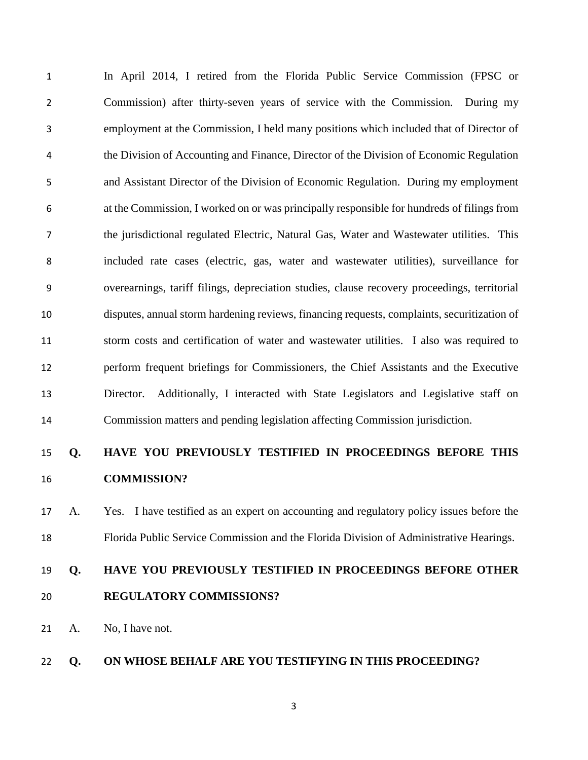In April 2014, I retired from the Florida Public Service Commission (FPSC or Commission) after thirty-seven years of service with the Commission. During my employment at the Commission, I held many positions which included that of Director of the Division of Accounting and Finance, Director of the Division of Economic Regulation and Assistant Director of the Division of Economic Regulation. During my employment at the Commission, I worked on or was principally responsible for hundreds of filings from the jurisdictional regulated Electric, Natural Gas, Water and Wastewater utilities. This included rate cases (electric, gas, water and wastewater utilities), surveillance for overearnings, tariff filings, depreciation studies, clause recovery proceedings, territorial disputes, annual storm hardening reviews, financing requests, complaints, securitization of storm costs and certification of water and wastewater utilities. I also was required to perform frequent briefings for Commissioners, the Chief Assistants and the Executive Director. Additionally, I interacted with State Legislators and Legislative staff on Commission matters and pending legislation affecting Commission jurisdiction.

**Q. HAVE YOU PREVIOUSLY TESTIFIED IN PROCEEDINGS BEFORE THIS COMMISSION?**

A. Yes. I have testified as an expert on accounting and regulatory policy issues before the Florida Public Service Commission and the Florida Division of Administrative Hearings.

**Q. HAVE YOU PREVIOUSLY TESTIFIED IN PROCEEDINGS BEFORE OTHER REGULATORY COMMISSIONS?**

A. No, I have not.

**Q. ON WHOSE BEHALF ARE YOU TESTIFYING IN THIS PROCEEDING?**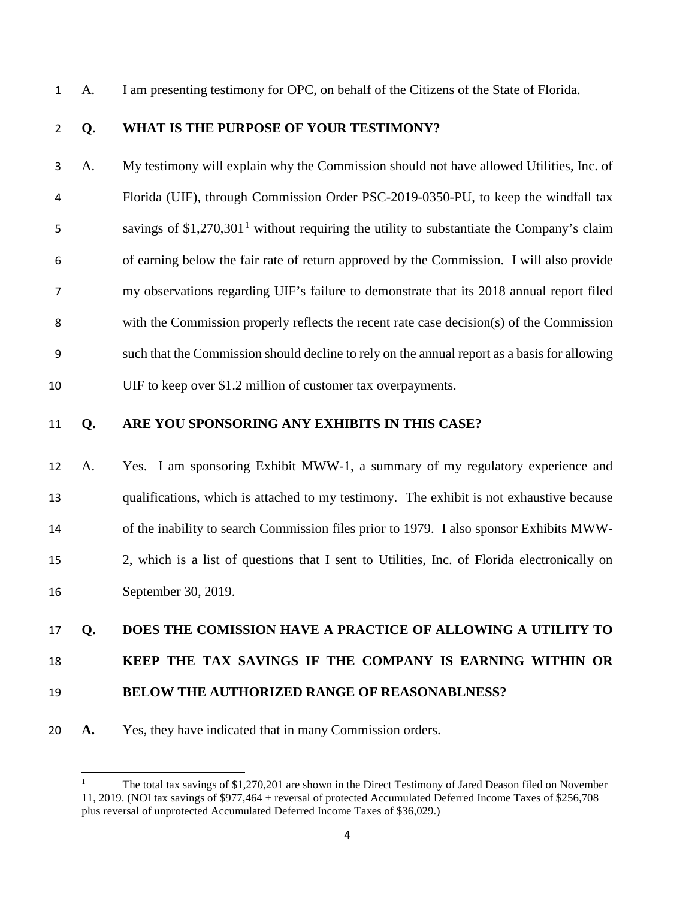A. I am presenting testimony for OPC, on behalf of the Citizens of the State of Florida.

**Q. WHAT IS THE PURPOSE OF YOUR TESTIMONY?**

A. My testimony will explain why the Commission should not have allowed Utilities, Inc. of Florida (UIF), through Commission Order PSC-2019-0350-PU, to keep the windfall tax savings of $1,270,301[1] without requiring the utility to substantiate the Company's claim of earning below the fair rate of return approved by the Commission. I will also provide my observations regarding UIF's failure to demonstrate that its 2018 annual report filed with the Commission properly reflects the recent rate case decision(s) of the Commission such that the Commission should decline to rely on the annual report as a basis for allowing UIF to keep over $1.2 million of customer tax overpayments.

**Q. ARE YOU SPONSORING ANY EXHIBITS IN THIS CASE?**

A. Yes. I am sponsoring Exhibit MWW-1, a summary of my regulatory experience and qualifications, which is attached to my testimony. The exhibit is not exhaustive because of the inability to search Commission files prior to 1979. I also sponsor Exhibits MWW-2, which is a list of questions that I sent to Utilities, Inc. of Florida electronically on September 30, 2019.

**Q. DOES THE COMISSION HAVE A PRACTICE OF ALLOWING A UTILITY TO KEEP THE TAX SAVINGS IF THE COMPANY IS EARNING WITHIN OR BELOW THE AUTHORIZED RANGE OF REASONABLNESS?**

**A.** Yes, they have indicated that in many Commission orders.

---

[1] The total tax savings of $1,270,201 are shown in the Direct Testimony of Jared Deason filed on November 11, 2019. (NOI tax savings of $977,464 + reversal of protected Accumulated Deferred Income Taxes of $256,708 plus reversal of unprotected Accumulated Deferred Income Taxes of $36,029.)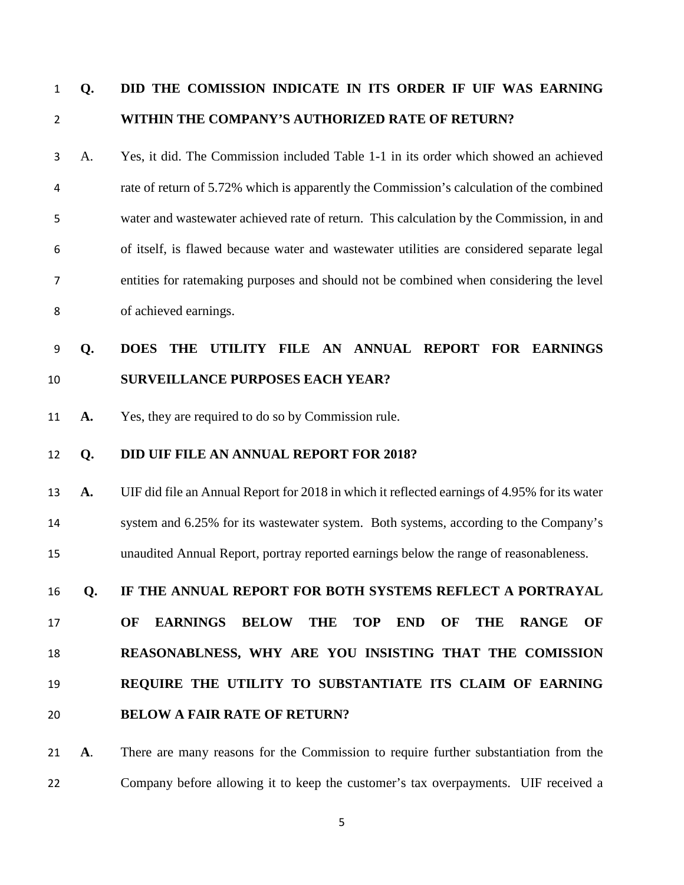**Q. DID THE COMISSION INDICATE IN ITS ORDER IF UIF WAS EARNING WITHIN THE COMPANY'S AUTHORIZED RATE OF RETURN?**

A. Yes, it did. The Commission included Table 1-1 in its order which showed an achieved rate of return of 5.72% which is apparently the Commission's calculation of the combined water and wastewater achieved rate of return. This calculation by the Commission, in and of itself, is flawed because water and wastewater utilities are considered separate legal entities for ratemaking purposes and should not be combined when considering the level of achieved earnings.

**Q. DOES THE UTILITY FILE AN ANNUAL REPORT FOR EARNINGS SURVEILLANCE PURPOSES EACH YEAR?**

**A.** Yes, they are required to do so by Commission rule.

**Q. DID UIF FILE AN ANNUAL REPORT FOR 2018?**

**A.** UIF did file an Annual Report for 2018 in which it reflected earnings of 4.95% for its water system and 6.25% for its wastewater system. Both systems, according to the Company's unaudited Annual Report, portray reported earnings below the range of reasonableness.

**Q. IF THE ANNUAL REPORT FOR BOTH SYSTEMS REFLECT A PORTRAYAL OF EARNINGS BELOW THE TOP END OF THE RANGE OF REASONABLNESS, WHY ARE YOU INSISTING THAT THE COMISSION REQUIRE THE UTILITY TO SUBSTANTIATE ITS CLAIM OF EARNING BELOW A FAIR RATE OF RETURN?**

**A**. There are many reasons for the Commission to require further substantiation from the Company before allowing it to keep the customer's tax overpayments. UIF received a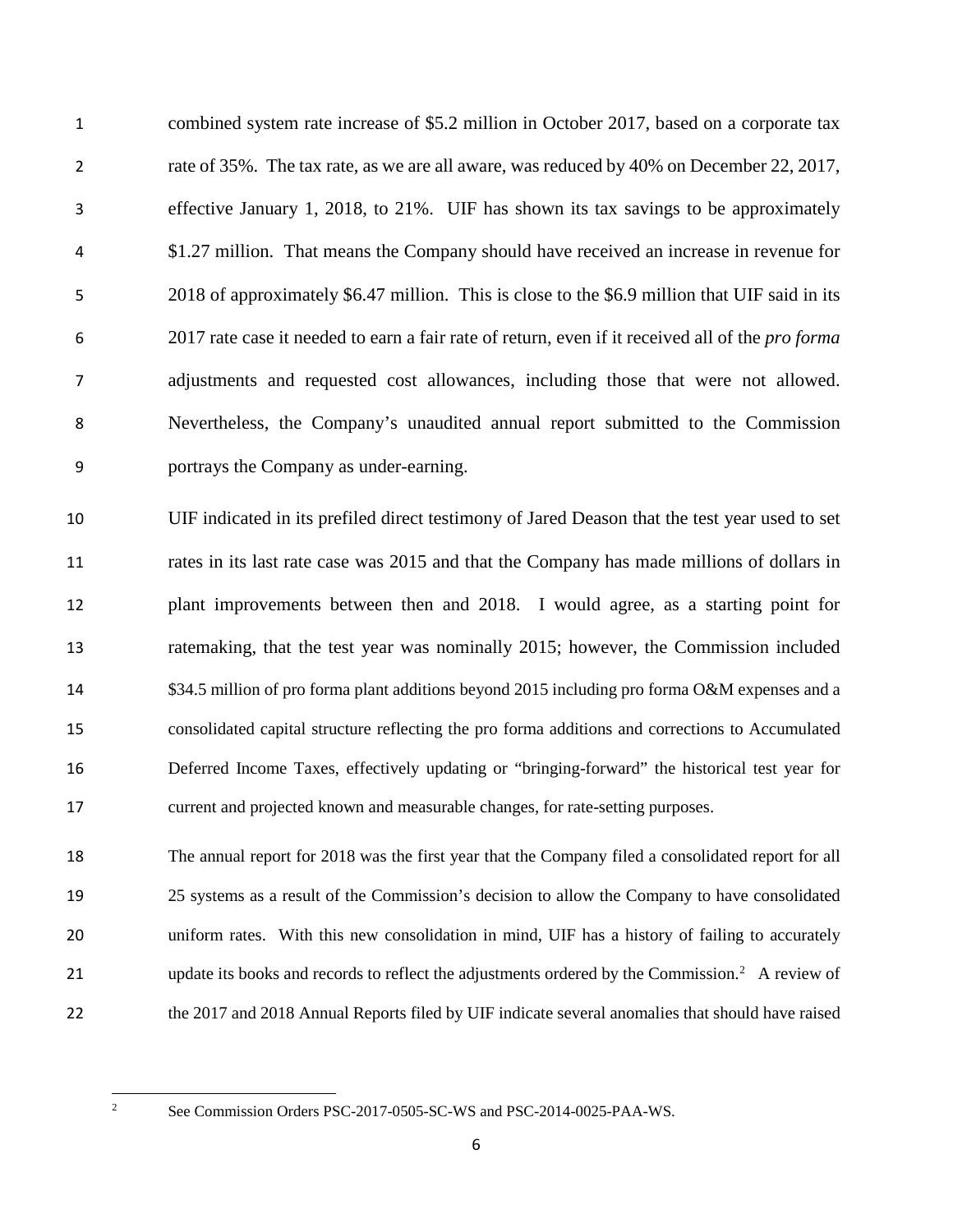combined system rate increase of $5.2 million in October 2017, based on a corporate tax rate of 35%. The tax rate, as we are all aware, was reduced by 40% on December 22, 2017, effective January 1, 2018, to 21%. UIF has shown its tax savings to be approximately $1.27 million. That means the Company should have received an increase in revenue for 2018 of approximately $6.47 million. This is close to the $6.9 million that UIF said in its 2017 rate case it needed to earn a fair rate of return, even if it received all of the *pro forma* adjustments and requested cost allowances, including those that were not allowed. Nevertheless, the Company's unaudited annual report submitted to the Commission portrays the Company as under-earning.

UIF indicated in its prefiled direct testimony of Jared Deason that the test year used to set rates in its last rate case was 2015 and that the Company has made millions of dollars in plant improvements between then and 2018. I would agree, as a starting point for ratemaking, that the test year was nominally 2015; however, the Commission included $34.5 million of pro forma plant additions beyond 2015 including pro forma O&M expenses and a consolidated capital structure reflecting the pro forma additions and corrections to Accumulated Deferred Income Taxes, effectively updating or "bringing-forward" the historical test year for current and projected known and measurable changes, for rate-setting purposes.

The annual report for 2018 was the first year that the Company filed a consolidated report for all 25 systems as a result of the Commission's decision to allow the Company to have consolidated uniform rates. With this new consolidation in mind, UIF has a history of failing to accurately update its books and records to reflect the adjustments ordered by the Commission.[2] A review of the 2017 and 2018 Annual Reports filed by UIF indicate several anomalies that should have raised

[2] See Commission Orders PSC-2017-0505-SC-WS and PSC-2014-0025-PAA-WS.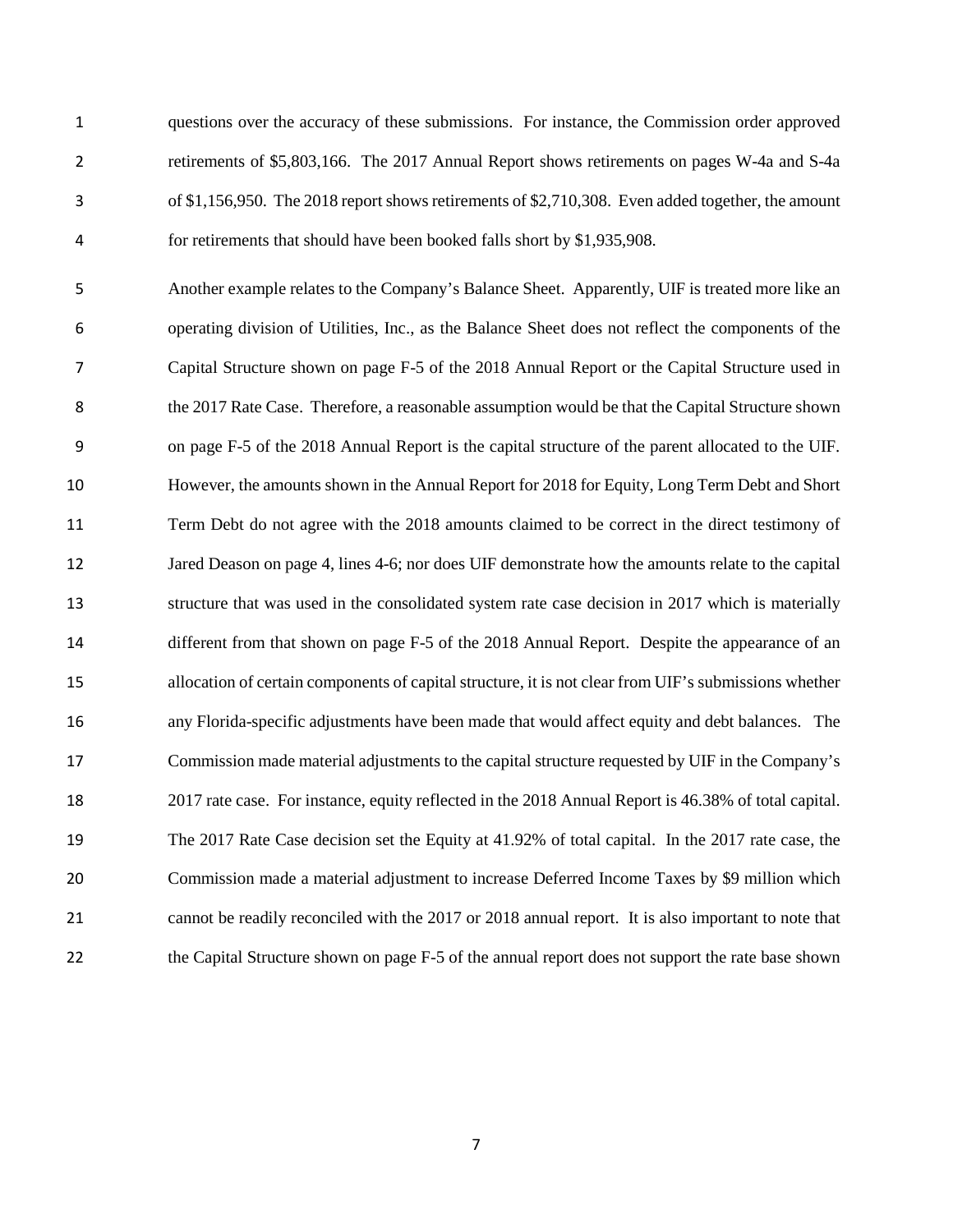questions over the accuracy of these submissions. For instance, the Commission order approved retirements of $5,803,166. The 2017 Annual Report shows retirements on pages W-4a and S-4a of $1,156,950. The 2018 report shows retirements of $2,710,308. Even added together, the amount for retirements that should have been booked falls short by $1,935,908.

Another example relates to the Company's Balance Sheet. Apparently, UIF is treated more like an operating division of Utilities, Inc., as the Balance Sheet does not reflect the components of the Capital Structure shown on page F-5 of the 2018 Annual Report or the Capital Structure used in the 2017 Rate Case. Therefore, a reasonable assumption would be that the Capital Structure shown on page F-5 of the 2018 Annual Report is the capital structure of the parent allocated to the UIF. However, the amounts shown in the Annual Report for 2018 for Equity, Long Term Debt and Short Term Debt do not agree with the 2018 amounts claimed to be correct in the direct testimony of Jared Deason on page 4, lines 4-6; nor does UIF demonstrate how the amounts relate to the capital structure that was used in the consolidated system rate case decision in 2017 which is materially different from that shown on page F-5 of the 2018 Annual Report. Despite the appearance of an allocation of certain components of capital structure, it is not clear from UIF's submissions whether any Florida-specific adjustments have been made that would affect equity and debt balances. The Commission made material adjustments to the capital structure requested by UIF in the Company's 2017 rate case. For instance, equity reflected in the 2018 Annual Report is 46.38% of total capital. The 2017 Rate Case decision set the Equity at 41.92% of total capital. In the 2017 rate case, the Commission made a material adjustment to increase Deferred Income Taxes by $9 million which cannot be readily reconciled with the 2017 or 2018 annual report. It is also important to note that the Capital Structure shown on page F-5 of the annual report does not support the rate base shown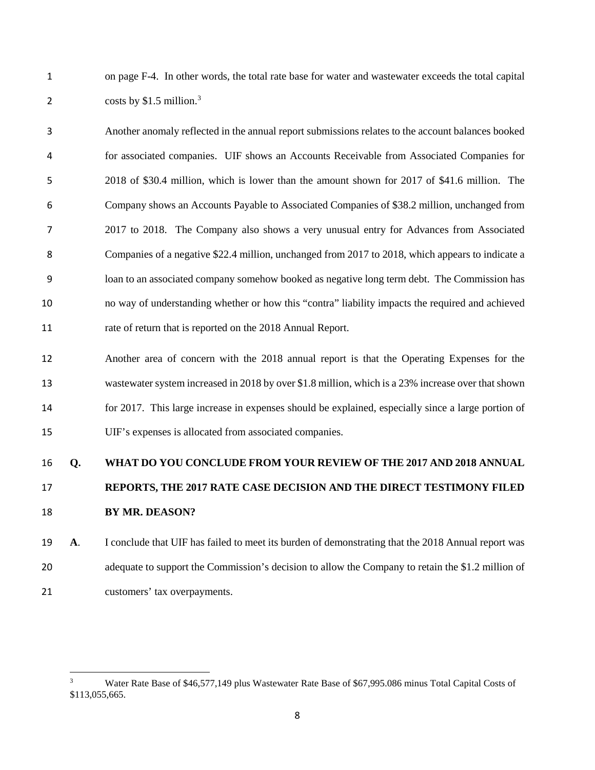on page F-4. In other words, the total rate base for water and wastewater exceeds the total capital costs by $1.5 million.[3]

Another anomaly reflected in the annual report submissions relates to the account balances booked for associated companies. UIF shows an Accounts Receivable from Associated Companies for 2018 of $30.4 million, which is lower than the amount shown for 2017 of $41.6 million. The Company shows an Accounts Payable to Associated Companies of $38.2 million, unchanged from 2017 to 2018. The Company also shows a very unusual entry for Advances from Associated Companies of a negative $22.4 million, unchanged from 2017 to 2018, which appears to indicate a loan to an associated company somehow booked as negative long term debt. The Commission has no way of understanding whether or how this "contra" liability impacts the required and achieved rate of return that is reported on the 2018 Annual Report.

Another area of concern with the 2018 annual report is that the Operating Expenses for the wastewater system increased in 2018 by over $1.8 million, which is a 23% increase over that shown for 2017. This large increase in expenses should be explained, especially since a large portion of UIF's expenses is allocated from associated companies.

**Q. WHAT DO YOU CONCLUDE FROM YOUR REVIEW OF THE 2017 AND 2018 ANNUAL REPORTS, THE 2017 RATE CASE DECISION AND THE DIRECT TESTIMONY FILED BY MR. DEASON?**

**A.** I conclude that UIF has failed to meet its burden of demonstrating that the 2018 Annual report was adequate to support the Commission's decision to allow the Company to retain the $1.2 million of customers' tax overpayments.

---

[3] Water Rate Base of $46,577,149 plus Wastewater Rate Base of $67,995.086 minus Total Capital Costs of $113,055,665.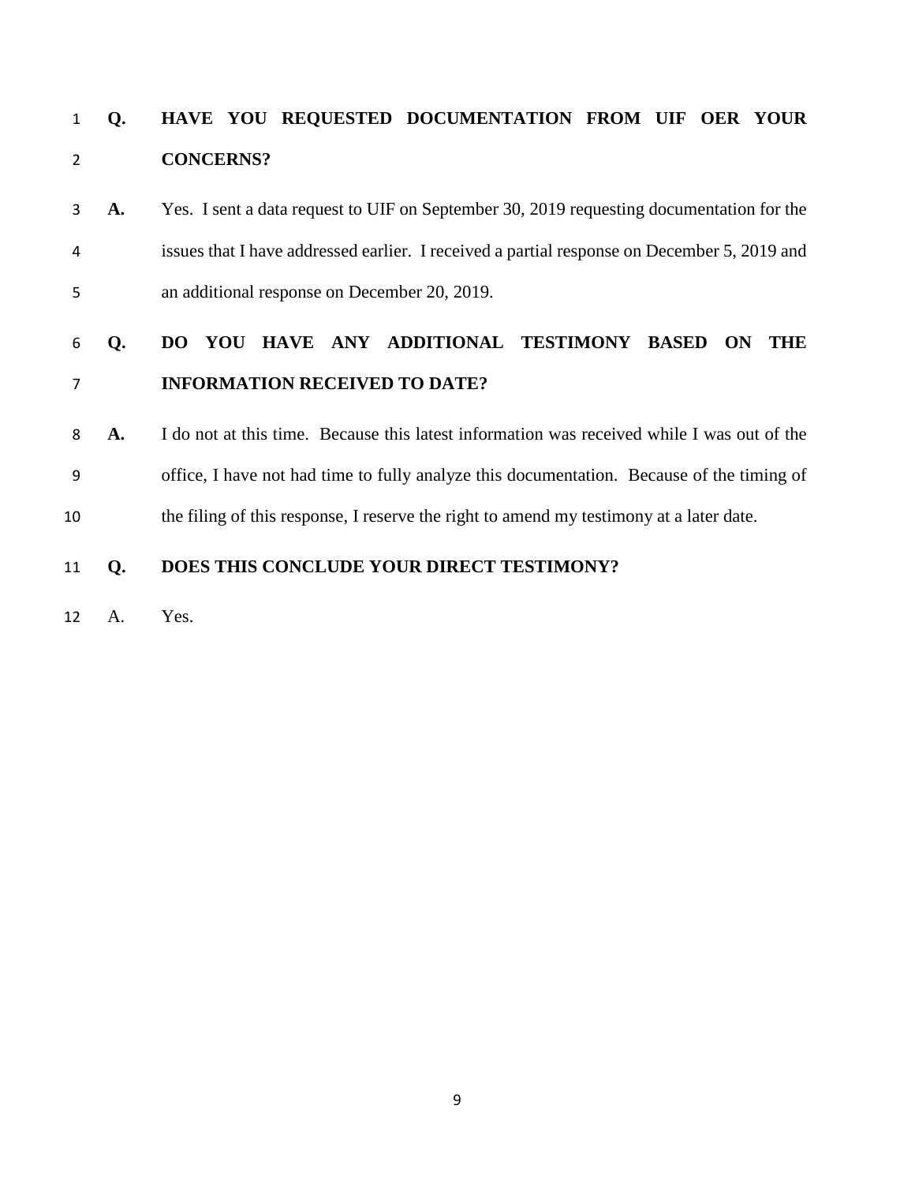**Q. HAVE YOU REQUESTED DOCUMENTATION FROM UIF OER YOUR CONCERNS?**

**A.** Yes. I sent a data request to UIF on September 30, 2019 requesting documentation for the issues that I have addressed earlier. I received a partial response on December 5, 2019 and an additional response on December 20, 2019.

**Q. DO YOU HAVE ANY ADDITIONAL TESTIMONY BASED ON THE INFORMATION RECEIVED TO DATE?**

**A.** I do not at this time. Because this latest information was received while I was out of the office, I have not had time to fully analyze this documentation. Because of the timing of the filing of this response, I reserve the right to amend my testimony at a later date.

**Q. DOES THIS CONCLUDE YOUR DIRECT TESTIMONY?**

A. Yes.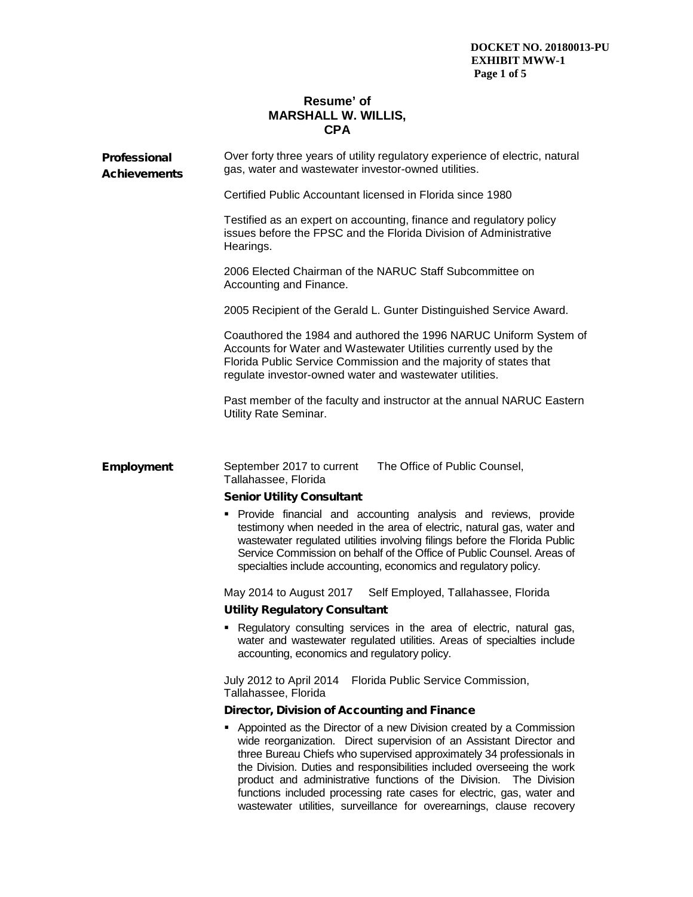**DOCKET NO. 20180013-PU**
**EXHIBIT MWW-1**
**Page 1 of 5**

# Resume' of MARSHALL W. WILLIS, CPA

## Professional Achievements

Over forty three years of utility regulatory experience of electric, natural gas, water and wastewater investor-owned utilities.

Certified Public Accountant licensed in Florida since 1980

Testified as an expert on accounting, finance and regulatory policy issues before the FPSC and the Florida Division of Administrative Hearings.

2006 Elected Chairman of the NARUC Staff Subcommittee on Accounting and Finance.

2005 Recipient of the Gerald L. Gunter Distinguished Service Award.

Coauthored the 1984 and authored the 1996 NARUC Uniform System of Accounts for Water and Wastewater Utilities currently used by the Florida Public Service Commission and the majority of states that regulate investor-owned water and wastewater utilities.

Past member of the faculty and instructor at the annual NARUC Eastern Utility Rate Seminar.

## Employment

September 2017 to current The Office of Public Counsel, Tallahassee, Florida

**Senior Utility Consultant**

- Provide financial and accounting analysis and reviews, provide testimony when needed in the area of electric, natural gas, water and wastewater regulated utilities involving filings before the Florida Public Service Commission on behalf of the Office of Public Counsel. Areas of specialties include accounting, economics and regulatory policy.

May 2014 to August 2017 Self Employed, Tallahassee, Florida

**Utility Regulatory Consultant**

- Regulatory consulting services in the area of electric, natural gas, water and wastewater regulated utilities. Areas of specialties include accounting, economics and regulatory policy.

July 2012 to April 2014 Florida Public Service Commission, Tallahassee, Florida

**Director, Division of Accounting and Finance**

- Appointed as the Director of a new Division created by a Commission wide reorganization. Direct supervision of an Assistant Director and three Bureau Chiefs who supervised approximately 34 professionals in the Division. Duties and responsibilities included overseeing the work product and administrative functions of the Division. The Division functions included processing rate cases for electric, gas, water and wastewater utilities, surveillance for overearnings, clause recovery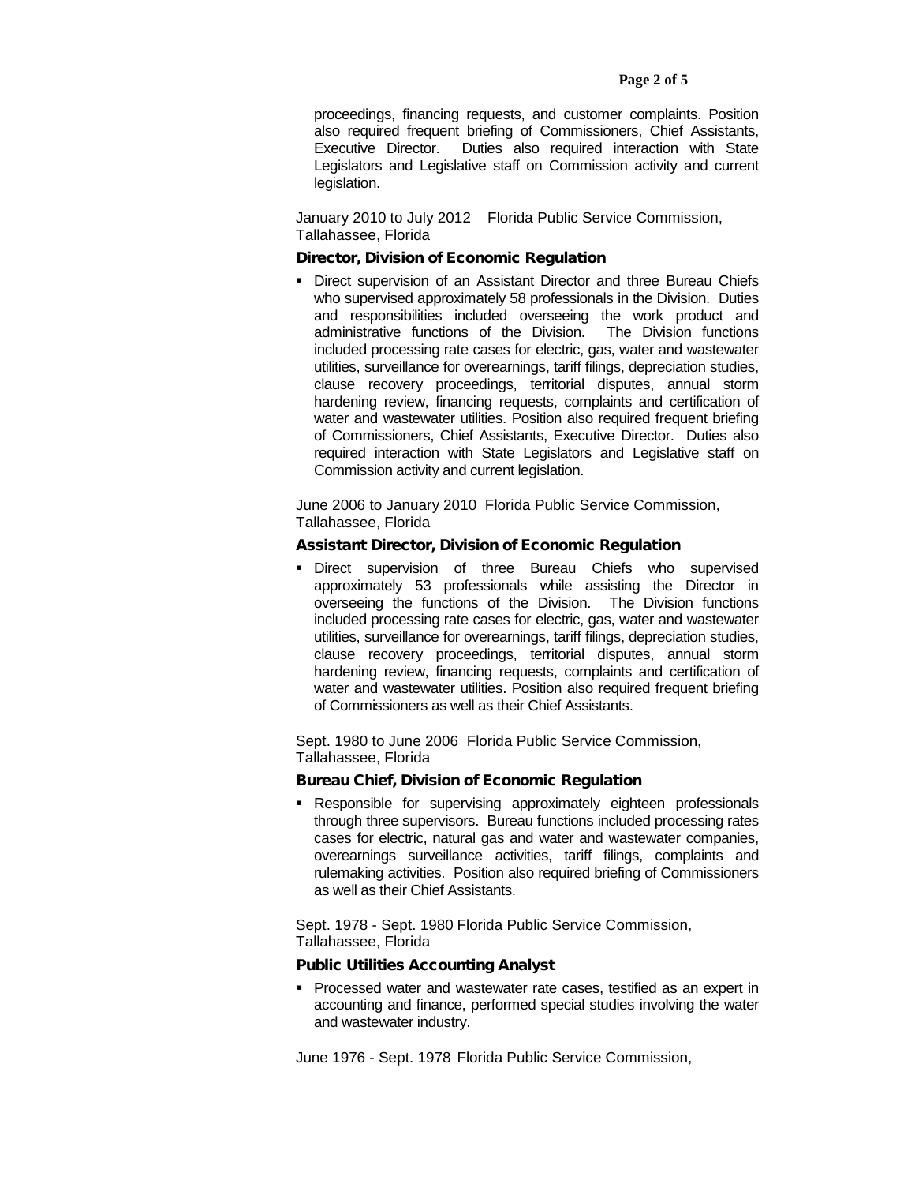proceedings, financing requests, and customer complaints. Position also required frequent briefing of Commissioners, Chief Assistants, Executive Director. Duties also required interaction with State Legislators and Legislative staff on Commission activity and current legislation.

January 2010 to July 2012 Florida Public Service Commission, Tallahassee, Florida

**Director, Division of Economic Regulation**

- Direct supervision of an Assistant Director and three Bureau Chiefs who supervised approximately 58 professionals in the Division. Duties and responsibilities included overseeing the work product and administrative functions of the Division. The Division functions included processing rate cases for electric, gas, water and wastewater utilities, surveillance for overearnings, tariff filings, depreciation studies, clause recovery proceedings, territorial disputes, annual storm hardening review, financing requests, complaints and certification of water and wastewater utilities. Position also required frequent briefing of Commissioners, Chief Assistants, Executive Director. Duties also required interaction with State Legislators and Legislative staff on Commission activity and current legislation.

June 2006 to January 2010 Florida Public Service Commission, Tallahassee, Florida

**Assistant Director, Division of Economic Regulation**

- Direct supervision of three Bureau Chiefs who supervised approximately 53 professionals while assisting the Director in overseeing the functions of the Division. The Division functions included processing rate cases for electric, gas, water and wastewater utilities, surveillance for overearnings, tariff filings, depreciation studies, clause recovery proceedings, territorial disputes, annual storm hardening review, financing requests, complaints and certification of water and wastewater utilities. Position also required frequent briefing of Commissioners as well as their Chief Assistants.

Sept. 1980 to June 2006 Florida Public Service Commission, Tallahassee, Florida

**Bureau Chief, Division of Economic Regulation**

- Responsible for supervising approximately eighteen professionals through three supervisors. Bureau functions included processing rates cases for electric, natural gas and water and wastewater companies, overearnings surveillance activities, tariff filings, complaints and rulemaking activities. Position also required briefing of Commissioners as well as their Chief Assistants.

Sept. 1978 - Sept. 1980 Florida Public Service Commission, Tallahassee, Florida

**Public Utilities Accounting Analyst**

- Processed water and wastewater rate cases, testified as an expert in accounting and finance, performed special studies involving the water and wastewater industry.

June 1976 - Sept. 1978 Florida Public Service Commission,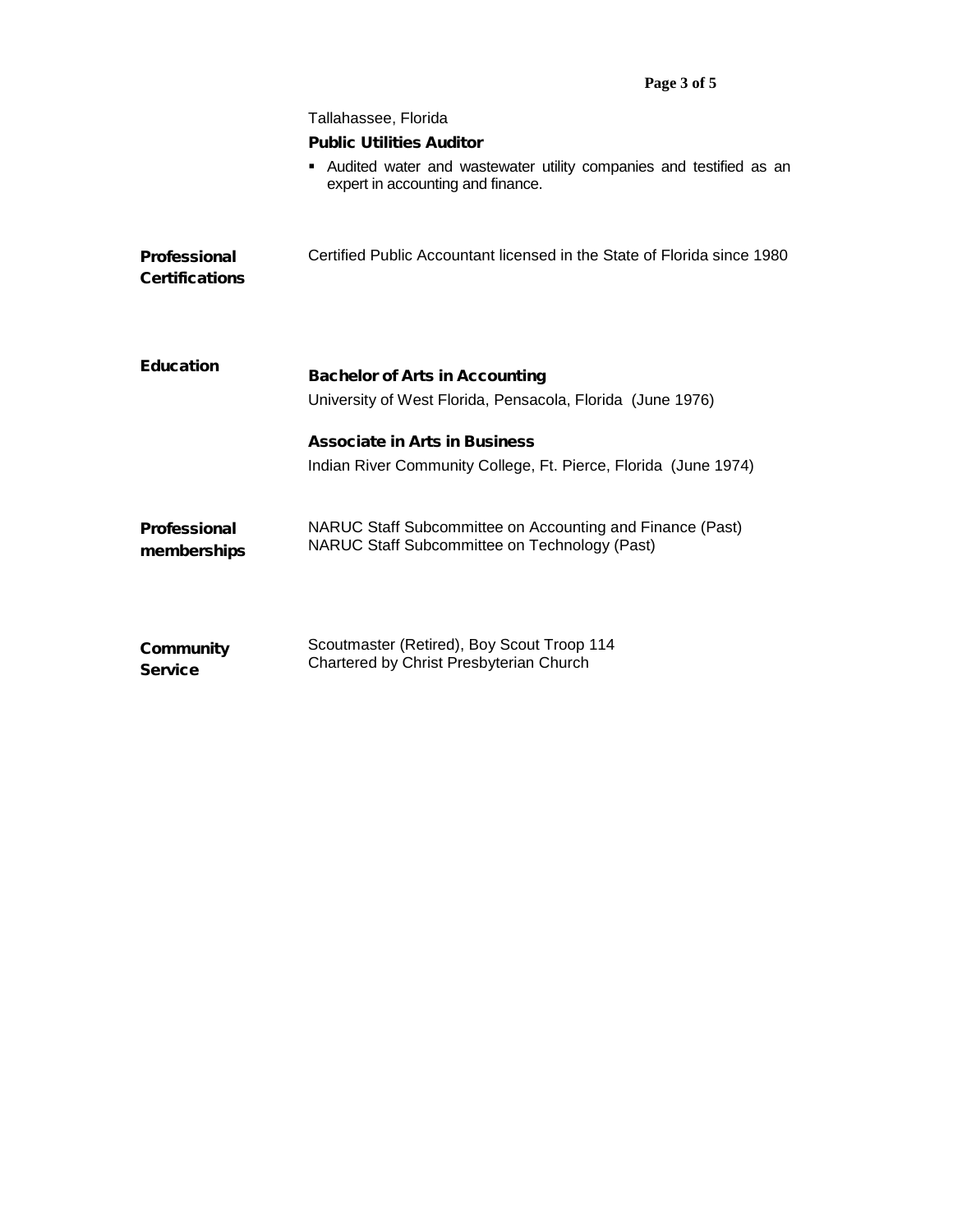Tallahassee, Florida

**Public Utilities Auditor**

- Audited water and wastewater utility companies and testified as an expert in accounting and finance.

**Professional Certifications**

Certified Public Accountant licensed in the State of Florida since 1980

**Education**

**Bachelor of Arts in Accounting**

University of West Florida, Pensacola, Florida (June 1976)

**Associate in Arts in Business**

Indian River Community College, Ft. Pierce, Florida (June 1974)

**Professional memberships**

NARUC Staff Subcommittee on Accounting and Finance (Past)
NARUC Staff Subcommittee on Technology (Past)

**Community Service**

Scoutmaster (Retired), Boy Scout Troop 114
Chartered by Christ Presbyterian Church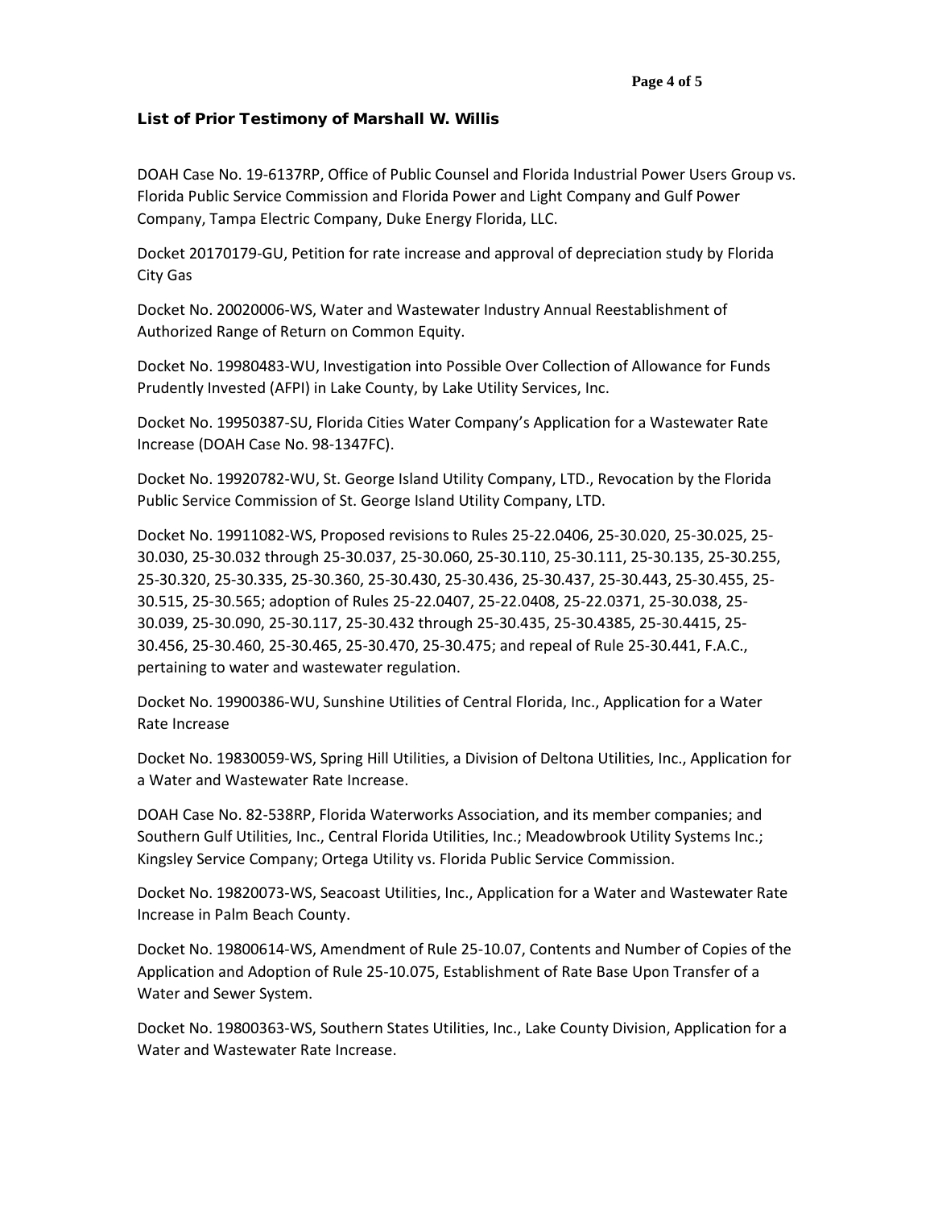### List of Prior Testimony of Marshall W. Willis

DOAH Case No. 19-6137RP, Office of Public Counsel and Florida Industrial Power Users Group vs. Florida Public Service Commission and Florida Power and Light Company and Gulf Power Company, Tampa Electric Company, Duke Energy Florida, LLC.

Docket 20170179-GU, Petition for rate increase and approval of depreciation study by Florida City Gas

Docket No. 20020006-WS, Water and Wastewater Industry Annual Reestablishment of Authorized Range of Return on Common Equity.

Docket No. 19980483-WU, Investigation into Possible Over Collection of Allowance for Funds Prudently Invested (AFPI) in Lake County, by Lake Utility Services, Inc.

Docket No. 19950387-SU, Florida Cities Water Company's Application for a Wastewater Rate Increase (DOAH Case No. 98-1347FC).

Docket No. 19920782-WU, St. George Island Utility Company, LTD., Revocation by the Florida Public Service Commission of St. George Island Utility Company, LTD.

Docket No. 19911082-WS, Proposed revisions to Rules 25-22.0406, 25-30.020, 25-30.025, 25-30.030, 25-30.032 through 25-30.037, 25-30.060, 25-30.110, 25-30.111, 25-30.135, 25-30.255, 25-30.320, 25-30.335, 25-30.360, 25-30.430, 25-30.436, 25-30.437, 25-30.443, 25-30.455, 25-30.515, 25-30.565; adoption of Rules 25-22.0407, 25-22.0408, 25-22.0371, 25-30.038, 25-30.039, 25-30.090, 25-30.117, 25-30.432 through 25-30.435, 25-30.4385, 25-30.4415, 25-30.456, 25-30.460, 25-30.465, 25-30.470, 25-30.475; and repeal of Rule 25-30.441, F.A.C., pertaining to water and wastewater regulation.

Docket No. 19900386-WU, Sunshine Utilities of Central Florida, Inc., Application for a Water Rate Increase

Docket No. 19830059-WS, Spring Hill Utilities, a Division of Deltona Utilities, Inc., Application for a Water and Wastewater Rate Increase.

DOAH Case No. 82-538RP, Florida Waterworks Association, and its member companies; and Southern Gulf Utilities, Inc., Central Florida Utilities, Inc.; Meadowbrook Utility Systems Inc.; Kingsley Service Company; Ortega Utility vs. Florida Public Service Commission.

Docket No. 19820073-WS, Seacoast Utilities, Inc., Application for a Water and Wastewater Rate Increase in Palm Beach County.

Docket No. 19800614-WS, Amendment of Rule 25-10.07, Contents and Number of Copies of the Application and Adoption of Rule 25-10.075, Establishment of Rate Base Upon Transfer of a Water and Sewer System.

Docket No. 19800363-WS, Southern States Utilities, Inc., Lake County Division, Application for a Water and Wastewater Rate Increase.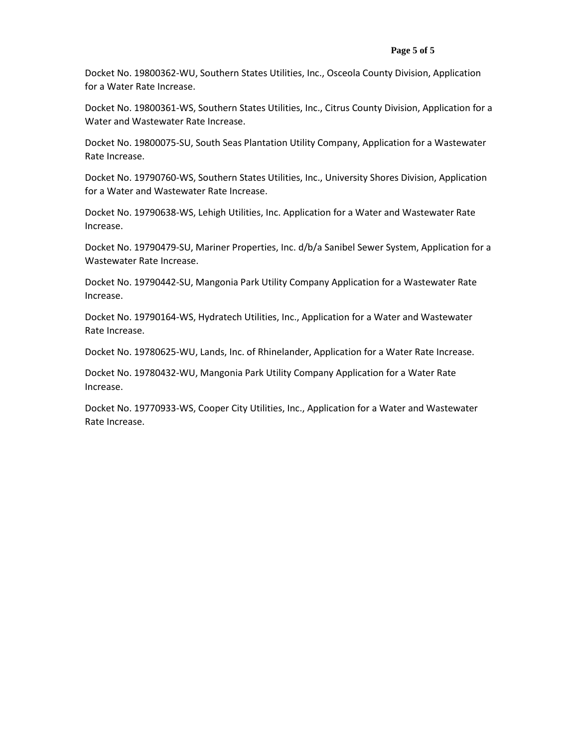Docket No. 19800362-WU, Southern States Utilities, Inc., Osceola County Division, Application for a Water Rate Increase.

Docket No. 19800361-WS, Southern States Utilities, Inc., Citrus County Division, Application for a Water and Wastewater Rate Increase.

Docket No. 19800075-SU, South Seas Plantation Utility Company, Application for a Wastewater Rate Increase.

Docket No. 19790760-WS, Southern States Utilities, Inc., University Shores Division, Application for a Water and Wastewater Rate Increase.

Docket No. 19790638-WS, Lehigh Utilities, Inc. Application for a Water and Wastewater Rate Increase.

Docket No. 19790479-SU, Mariner Properties, Inc. d/b/a Sanibel Sewer System, Application for a Wastewater Rate Increase.

Docket No. 19790442-SU, Mangonia Park Utility Company Application for a Wastewater Rate Increase.

Docket No. 19790164-WS, Hydratech Utilities, Inc., Application for a Water and Wastewater Rate Increase.

Docket No. 19780625-WU, Lands, Inc. of Rhinelander, Application for a Water Rate Increase.

Docket No. 19780432-WU, Mangonia Park Utility Company Application for a Water Rate Increase.

Docket No. 19770933-WS, Cooper City Utilities, Inc., Application for a Water and Wastewater Rate Increase.